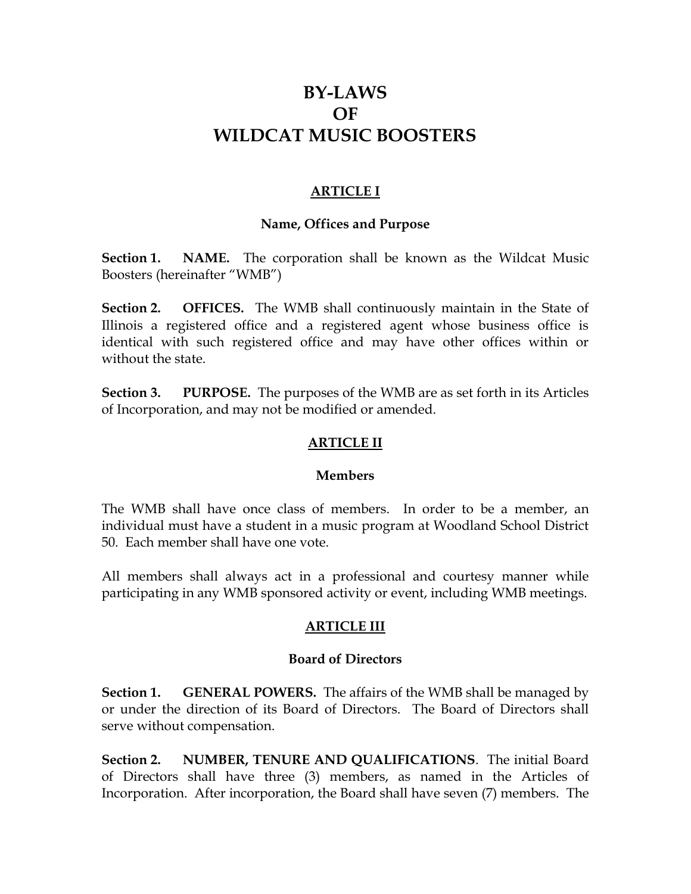# BY-LAWS
# OF
# WILDCAT MUSIC BOOSTERS

## ARTICLE I

### Name, Offices and Purpose

**Section 1. NAME.** The corporation shall be known as the Wildcat Music Boosters (hereinafter "WMB")

**Section 2. OFFICES.** The WMB shall continuously maintain in the State of Illinois a registered office and a registered agent whose business office is identical with such registered office and may have other offices within or without the state.

**Section 3. PURPOSE.** The purposes of the WMB are as set forth in its Articles of Incorporation, and may not be modified or amended.

## ARTICLE II

### Members

The WMB shall have once class of members. In order to be a member, an individual must have a student in a music program at Woodland School District 50. Each member shall have one vote.

All members shall always act in a professional and courtesy manner while participating in any WMB sponsored activity or event, including WMB meetings.

## ARTICLE III

### Board of Directors

**Section 1. GENERAL POWERS.** The affairs of the WMB shall be managed by or under the direction of its Board of Directors. The Board of Directors shall serve without compensation.

**Section 2. NUMBER, TENURE AND QUALIFICATIONS**. The initial Board of Directors shall have three (3) members, as named in the Articles of Incorporation. After incorporation, the Board shall have seven (7) members. The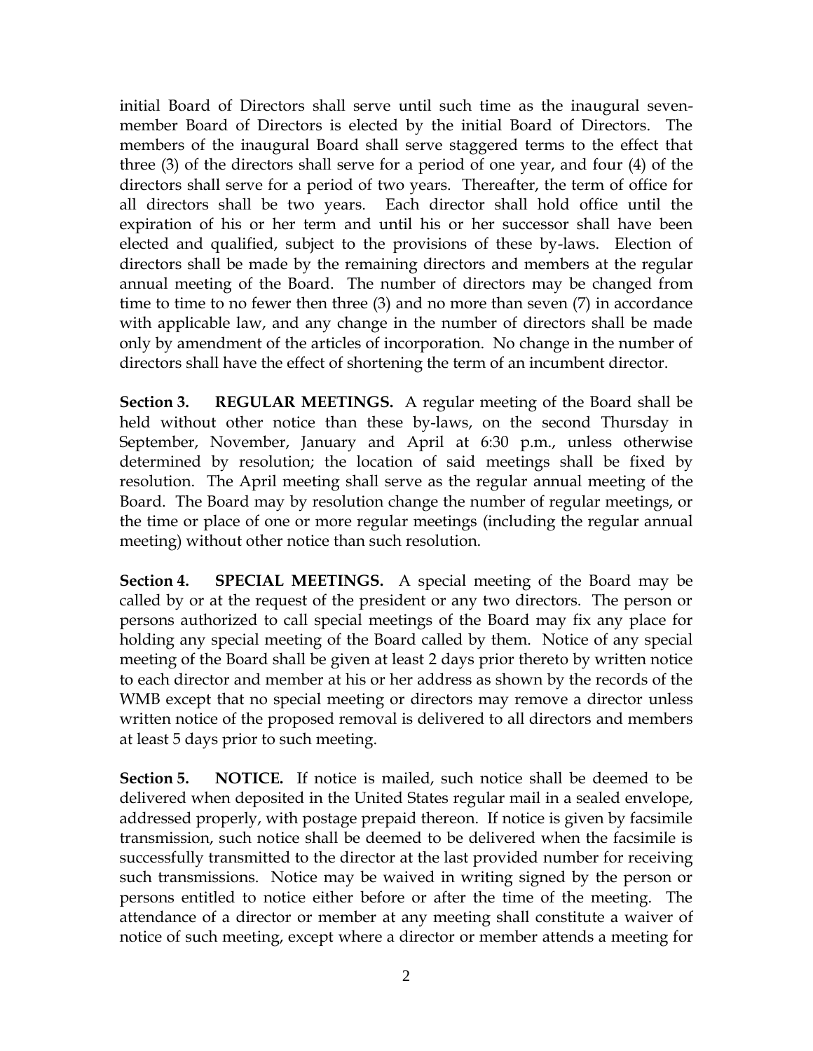initial Board of Directors shall serve until such time as the inaugural seven-member Board of Directors is elected by the initial Board of Directors. The members of the inaugural Board shall serve staggered terms to the effect that three (3) of the directors shall serve for a period of one year, and four (4) of the directors shall serve for a period of two years. Thereafter, the term of office for all directors shall be two years. Each director shall hold office until the expiration of his or her term and until his or her successor shall have been elected and qualified, subject to the provisions of these by-laws. Election of directors shall be made by the remaining directors and members at the regular annual meeting of the Board. The number of directors may be changed from time to time to no fewer then three (3) and no more than seven (7) in accordance with applicable law, and any change in the number of directors shall be made only by amendment of the articles of incorporation. No change in the number of directors shall have the effect of shortening the term of an incumbent director.

**Section 3. REGULAR MEETINGS.** A regular meeting of the Board shall be held without other notice than these by-laws, on the second Thursday in September, November, January and April at 6:30 p.m., unless otherwise determined by resolution; the location of said meetings shall be fixed by resolution. The April meeting shall serve as the regular annual meeting of the Board. The Board may by resolution change the number of regular meetings, or the time or place of one or more regular meetings (including the regular annual meeting) without other notice than such resolution.

**Section 4. SPECIAL MEETINGS.** A special meeting of the Board may be called by or at the request of the president or any two directors. The person or persons authorized to call special meetings of the Board may fix any place for holding any special meeting of the Board called by them. Notice of any special meeting of the Board shall be given at least 2 days prior thereto by written notice to each director and member at his or her address as shown by the records of the WMB except that no special meeting or directors may remove a director unless written notice of the proposed removal is delivered to all directors and members at least 5 days prior to such meeting.

**Section 5. NOTICE.** If notice is mailed, such notice shall be deemed to be delivered when deposited in the United States regular mail in a sealed envelope, addressed properly, with postage prepaid thereon. If notice is given by facsimile transmission, such notice shall be deemed to be delivered when the facsimile is successfully transmitted to the director at the last provided number for receiving such transmissions. Notice may be waived in writing signed by the person or persons entitled to notice either before or after the time of the meeting. The attendance of a director or member at any meeting shall constitute a waiver of notice of such meeting, except where a director or member attends a meeting for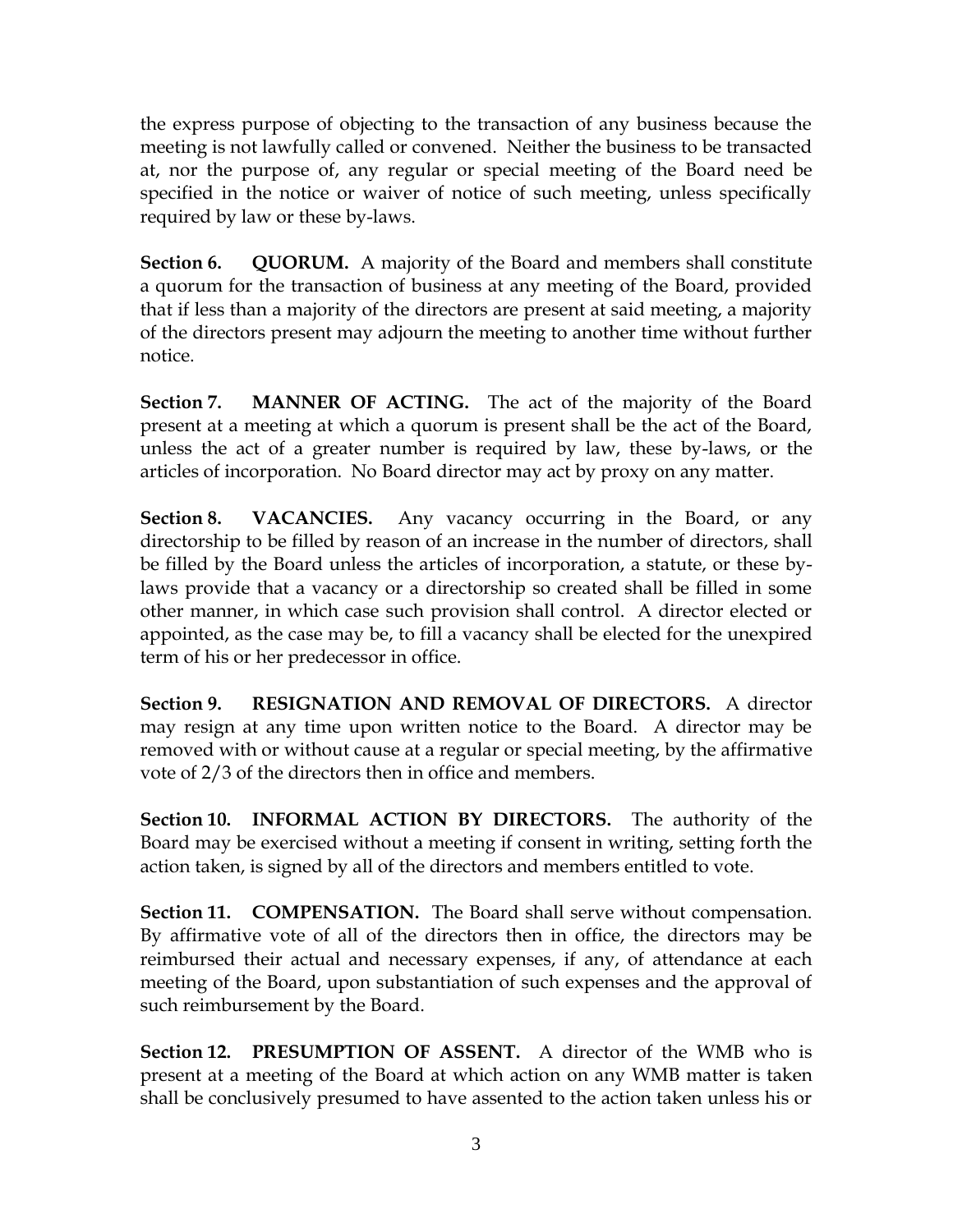the express purpose of objecting to the transaction of any business because the meeting is not lawfully called or convened. Neither the business to be transacted at, nor the purpose of, any regular or special meeting of the Board need be specified in the notice or waiver of notice of such meeting, unless specifically required by law or these by-laws.

**Section 6. QUORUM.** A majority of the Board and members shall constitute a quorum for the transaction of business at any meeting of the Board, provided that if less than a majority of the directors are present at said meeting, a majority of the directors present may adjourn the meeting to another time without further notice.

**Section 7. MANNER OF ACTING.** The act of the majority of the Board present at a meeting at which a quorum is present shall be the act of the Board, unless the act of a greater number is required by law, these by-laws, or the articles of incorporation. No Board director may act by proxy on any matter.

**Section 8. VACANCIES.** Any vacancy occurring in the Board, or any directorship to be filled by reason of an increase in the number of directors, shall be filled by the Board unless the articles of incorporation, a statute, or these by-laws provide that a vacancy or a directorship so created shall be filled in some other manner, in which case such provision shall control. A director elected or appointed, as the case may be, to fill a vacancy shall be elected for the unexpired term of his or her predecessor in office.

**Section 9. RESIGNATION AND REMOVAL OF DIRECTORS.** A director may resign at any time upon written notice to the Board. A director may be removed with or without cause at a regular or special meeting, by the affirmative vote of 2/3 of the directors then in office and members.

**Section 10. INFORMAL ACTION BY DIRECTORS.** The authority of the Board may be exercised without a meeting if consent in writing, setting forth the action taken, is signed by all of the directors and members entitled to vote.

**Section 11. COMPENSATION.** The Board shall serve without compensation. By affirmative vote of all of the directors then in office, the directors may be reimbursed their actual and necessary expenses, if any, of attendance at each meeting of the Board, upon substantiation of such expenses and the approval of such reimbursement by the Board.

**Section 12. PRESUMPTION OF ASSENT.** A director of the WMB who is present at a meeting of the Board at which action on any WMB matter is taken shall be conclusively presumed to have assented to the action taken unless his or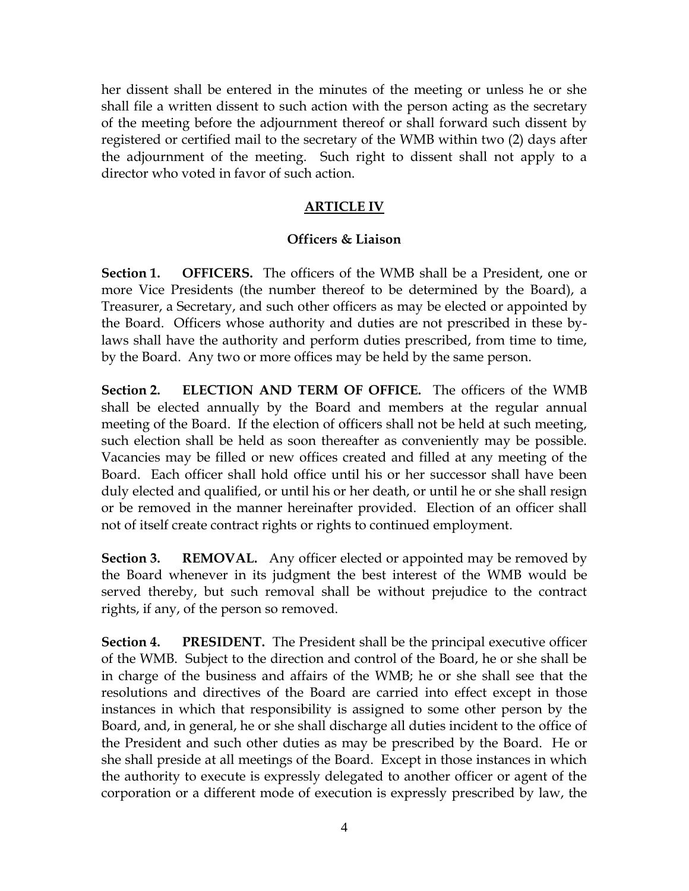her dissent shall be entered in the minutes of the meeting or unless he or she shall file a written dissent to such action with the person acting as the secretary of the meeting before the adjournment thereof or shall forward such dissent by registered or certified mail to the secretary of the WMB within two (2) days after the adjournment of the meeting. Such right to dissent shall not apply to a director who voted in favor of such action.

## ARTICLE IV

### Officers & Liaison

**Section 1. OFFICERS.** The officers of the WMB shall be a President, one or more Vice Presidents (the number thereof to be determined by the Board), a Treasurer, a Secretary, and such other officers as may be elected or appointed by the Board. Officers whose authority and duties are not prescribed in these by-laws shall have the authority and perform duties prescribed, from time to time, by the Board. Any two or more offices may be held by the same person.

**Section 2. ELECTION AND TERM OF OFFICE.** The officers of the WMB shall be elected annually by the Board and members at the regular annual meeting of the Board. If the election of officers shall not be held at such meeting, such election shall be held as soon thereafter as conveniently may be possible. Vacancies may be filled or new offices created and filled at any meeting of the Board. Each officer shall hold office until his or her successor shall have been duly elected and qualified, or until his or her death, or until he or she shall resign or be removed in the manner hereinafter provided. Election of an officer shall not of itself create contract rights or rights to continued employment.

**Section 3. REMOVAL.** Any officer elected or appointed may be removed by the Board whenever in its judgment the best interest of the WMB would be served thereby, but such removal shall be without prejudice to the contract rights, if any, of the person so removed.

**Section 4. PRESIDENT.** The President shall be the principal executive officer of the WMB. Subject to the direction and control of the Board, he or she shall be in charge of the business and affairs of the WMB; he or she shall see that the resolutions and directives of the Board are carried into effect except in those instances in which that responsibility is assigned to some other person by the Board, and, in general, he or she shall discharge all duties incident to the office of the President and such other duties as may be prescribed by the Board. He or she shall preside at all meetings of the Board. Except in those instances in which the authority to execute is expressly delegated to another officer or agent of the corporation or a different mode of execution is expressly prescribed by law, the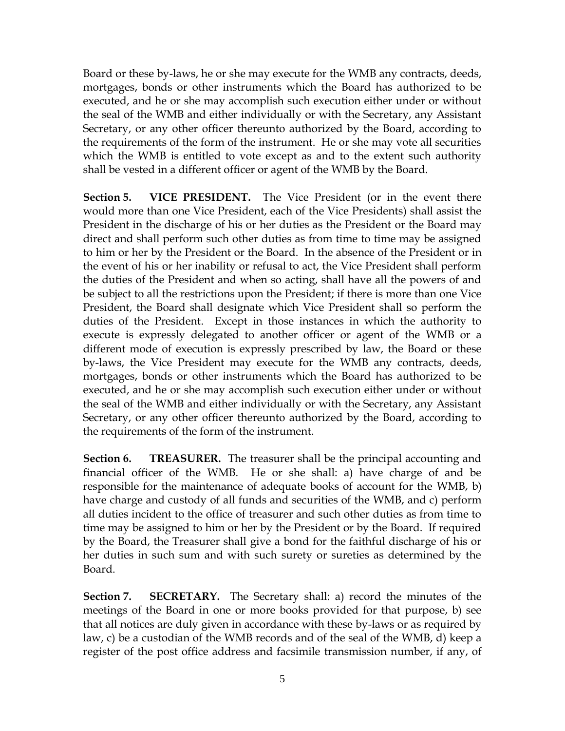Board or these by-laws, he or she may execute for the WMB any contracts, deeds, mortgages, bonds or other instruments which the Board has authorized to be executed, and he or she may accomplish such execution either under or without the seal of the WMB and either individually or with the Secretary, any Assistant Secretary, or any other officer thereunto authorized by the Board, according to the requirements of the form of the instrument. He or she may vote all securities which the WMB is entitled to vote except as and to the extent such authority shall be vested in a different officer or agent of the WMB by the Board.

**Section 5. VICE PRESIDENT.** The Vice President (or in the event there would more than one Vice President, each of the Vice Presidents) shall assist the President in the discharge of his or her duties as the President or the Board may direct and shall perform such other duties as from time to time may be assigned to him or her by the President or the Board. In the absence of the President or in the event of his or her inability or refusal to act, the Vice President shall perform the duties of the President and when so acting, shall have all the powers of and be subject to all the restrictions upon the President; if there is more than one Vice President, the Board shall designate which Vice President shall so perform the duties of the President. Except in those instances in which the authority to execute is expressly delegated to another officer or agent of the WMB or a different mode of execution is expressly prescribed by law, the Board or these by-laws, the Vice President may execute for the WMB any contracts, deeds, mortgages, bonds or other instruments which the Board has authorized to be executed, and he or she may accomplish such execution either under or without the seal of the WMB and either individually or with the Secretary, any Assistant Secretary, or any other officer thereunto authorized by the Board, according to the requirements of the form of the instrument.

**Section 6. TREASURER.** The treasurer shall be the principal accounting and financial officer of the WMB. He or she shall: a) have charge of and be responsible for the maintenance of adequate books of account for the WMB, b) have charge and custody of all funds and securities of the WMB, and c) perform all duties incident to the office of treasurer and such other duties as from time to time may be assigned to him or her by the President or by the Board. If required by the Board, the Treasurer shall give a bond for the faithful discharge of his or her duties in such sum and with such surety or sureties as determined by the Board.

**Section 7. SECRETARY.** The Secretary shall: a) record the minutes of the meetings of the Board in one or more books provided for that purpose, b) see that all notices are duly given in accordance with these by-laws or as required by law, c) be a custodian of the WMB records and of the seal of the WMB, d) keep a register of the post office address and facsimile transmission number, if any, of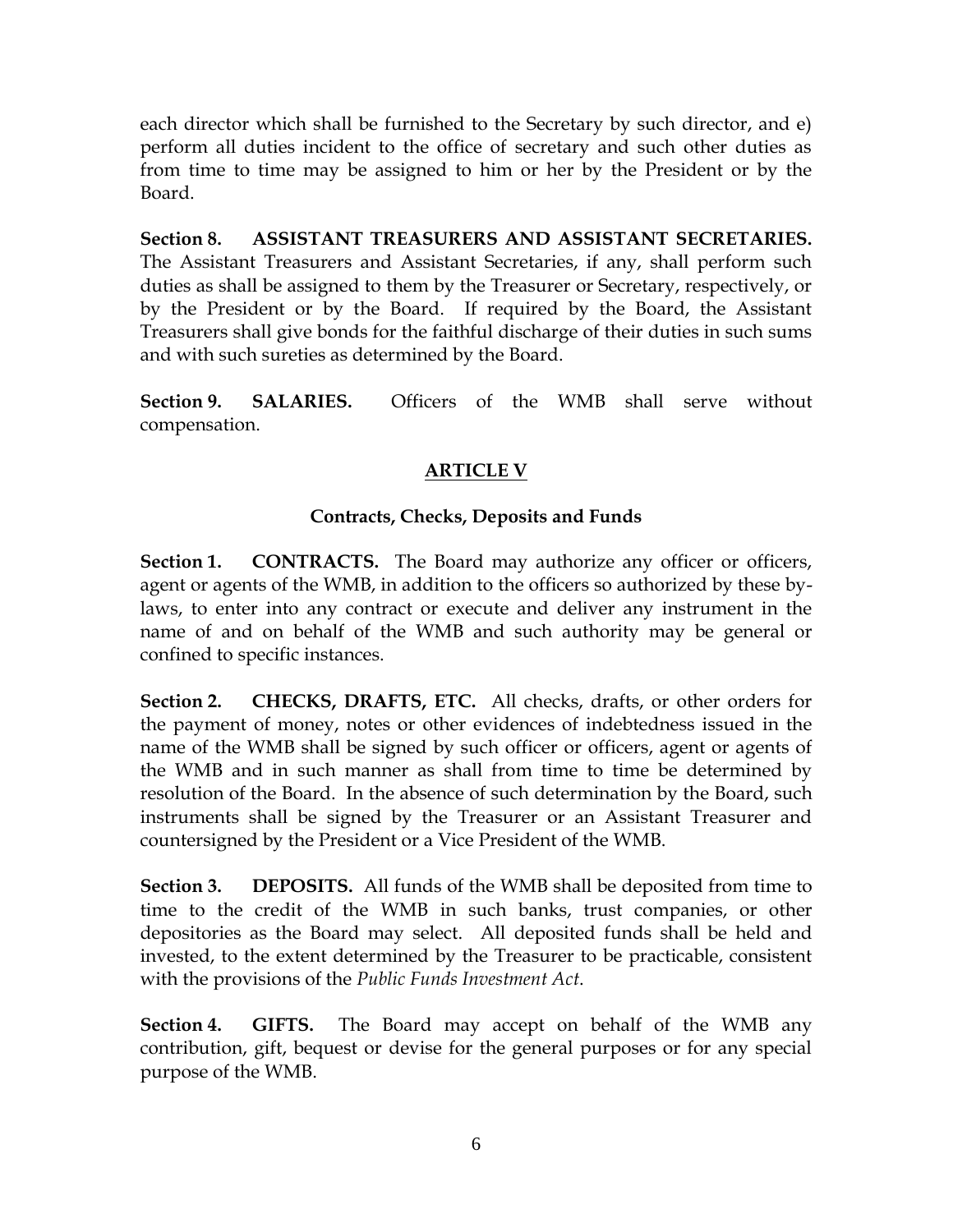each director which shall be furnished to the Secretary by such director, and e) perform all duties incident to the office of secretary and such other duties as from time to time may be assigned to him or her by the President or by the Board.

**Section 8. ASSISTANT TREASURERS AND ASSISTANT SECRETARIES.** The Assistant Treasurers and Assistant Secretaries, if any, shall perform such duties as shall be assigned to them by the Treasurer or Secretary, respectively, or by the President or by the Board. If required by the Board, the Assistant Treasurers shall give bonds for the faithful discharge of their duties in such sums and with such sureties as determined by the Board.

**Section 9. SALARIES.** Officers of the WMB shall serve without compensation.

## ARTICLE V

### Contracts, Checks, Deposits and Funds

**Section 1. CONTRACTS.** The Board may authorize any officer or officers, agent or agents of the WMB, in addition to the officers so authorized by these by-laws, to enter into any contract or execute and deliver any instrument in the name of and on behalf of the WMB and such authority may be general or confined to specific instances.

**Section 2. CHECKS, DRAFTS, ETC.** All checks, drafts, or other orders for the payment of money, notes or other evidences of indebtedness issued in the name of the WMB shall be signed by such officer or officers, agent or agents of the WMB and in such manner as shall from time to time be determined by resolution of the Board. In the absence of such determination by the Board, such instruments shall be signed by the Treasurer or an Assistant Treasurer and countersigned by the President or a Vice President of the WMB.

**Section 3. DEPOSITS.** All funds of the WMB shall be deposited from time to time to the credit of the WMB in such banks, trust companies, or other depositories as the Board may select. All deposited funds shall be held and invested, to the extent determined by the Treasurer to be practicable, consistent with the provisions of the *Public Funds Investment Act*.

**Section 4. GIFTS.** The Board may accept on behalf of the WMB any contribution, gift, bequest or devise for the general purposes or for any special purpose of the WMB.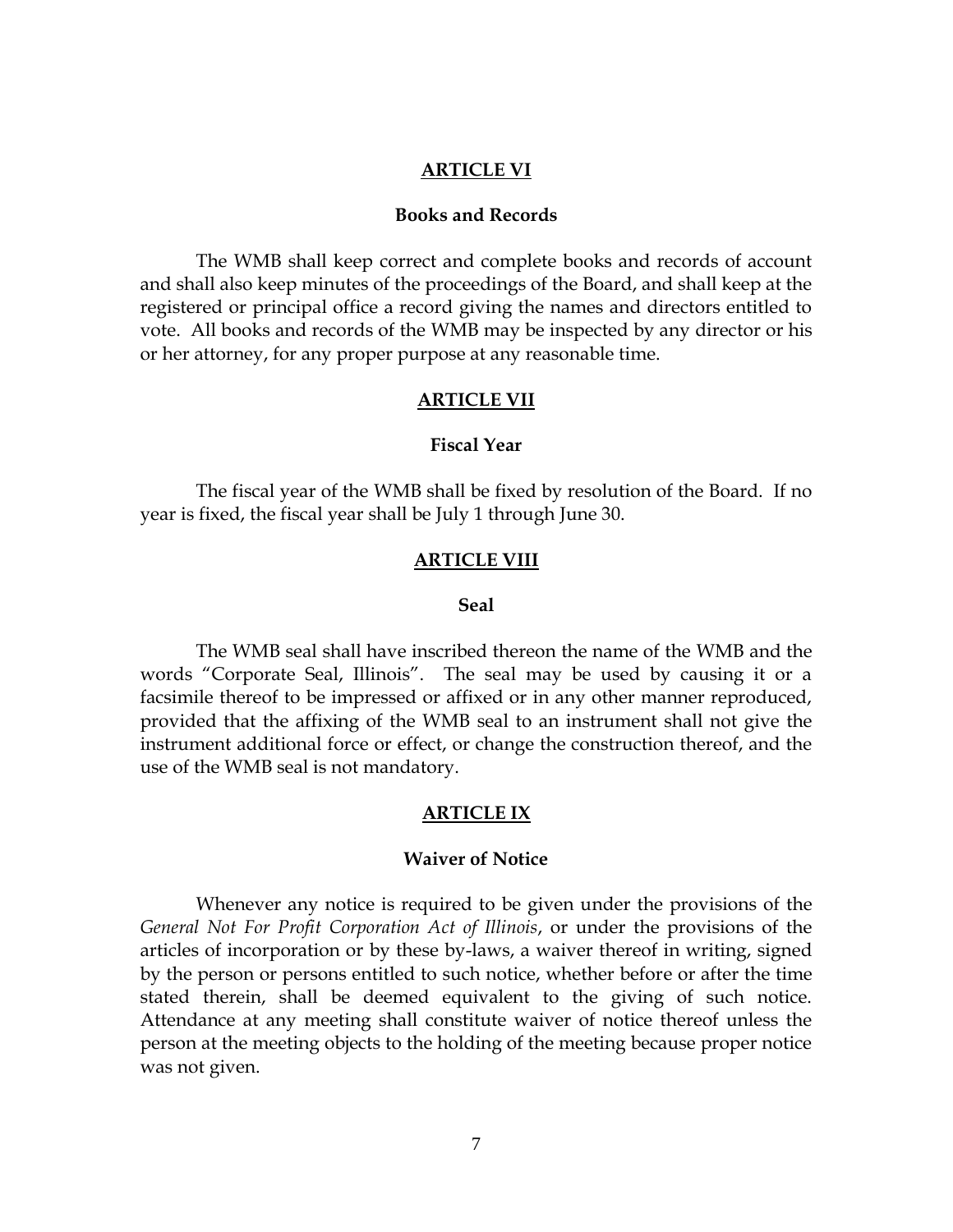## ARTICLE VI

### Books and Records

The WMB shall keep correct and complete books and records of account and shall also keep minutes of the proceedings of the Board, and shall keep at the registered or principal office a record giving the names and directors entitled to vote. All books and records of the WMB may be inspected by any director or his or her attorney, for any proper purpose at any reasonable time.

## ARTICLE VII

### Fiscal Year

The fiscal year of the WMB shall be fixed by resolution of the Board. If no year is fixed, the fiscal year shall be July 1 through June 30.

## ARTICLE VIII

### Seal

The WMB seal shall have inscribed thereon the name of the WMB and the words "Corporate Seal, Illinois". The seal may be used by causing it or a facsimile thereof to be impressed or affixed or in any other manner reproduced, provided that the affixing of the WMB seal to an instrument shall not give the instrument additional force or effect, or change the construction thereof, and the use of the WMB seal is not mandatory.

## ARTICLE IX

### Waiver of Notice

Whenever any notice is required to be given under the provisions of the *General Not For Profit Corporation Act of Illinois*, or under the provisions of the articles of incorporation or by these by-laws, a waiver thereof in writing, signed by the person or persons entitled to such notice, whether before or after the time stated therein, shall be deemed equivalent to the giving of such notice. Attendance at any meeting shall constitute waiver of notice thereof unless the person at the meeting objects to the holding of the meeting because proper notice was not given.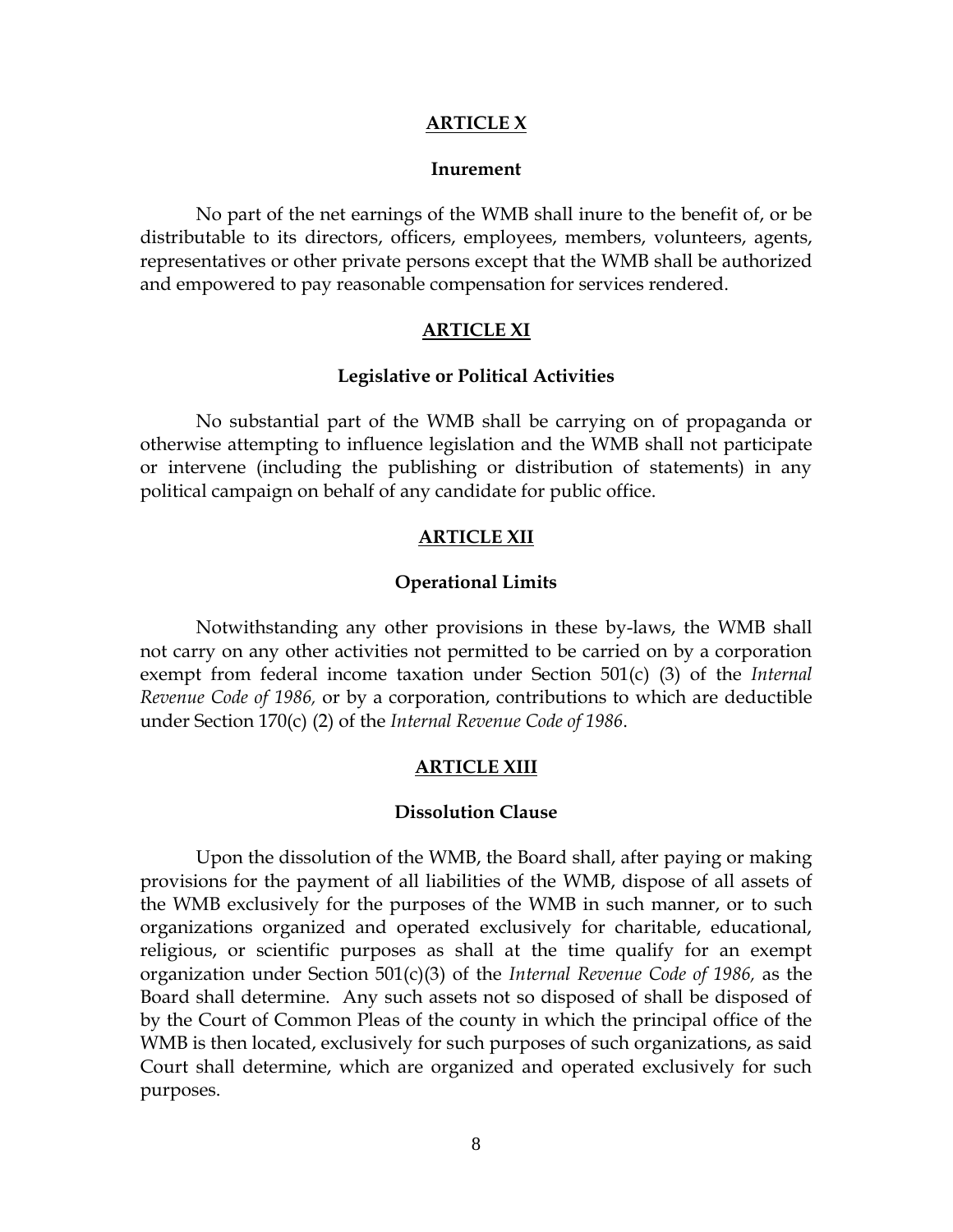## ARTICLE X

### Inurement

No part of the net earnings of the WMB shall inure to the benefit of, or be distributable to its directors, officers, employees, members, volunteers, agents, representatives or other private persons except that the WMB shall be authorized and empowered to pay reasonable compensation for services rendered.

## ARTICLE XI

### Legislative or Political Activities

No substantial part of the WMB shall be carrying on of propaganda or otherwise attempting to influence legislation and the WMB shall not participate or intervene (including the publishing or distribution of statements) in any political campaign on behalf of any candidate for public office.

## ARTICLE XII

### Operational Limits

Notwithstanding any other provisions in these by-laws, the WMB shall not carry on any other activities not permitted to be carried on by a corporation exempt from federal income taxation under Section 501(c) (3) of the *Internal Revenue Code of 1986,* or by a corporation, contributions to which are deductible under Section 170(c) (2) of the *Internal Revenue Code of 1986*.

## ARTICLE XIII

### Dissolution Clause

Upon the dissolution of the WMB, the Board shall, after paying or making provisions for the payment of all liabilities of the WMB, dispose of all assets of the WMB exclusively for the purposes of the WMB in such manner, or to such organizations organized and operated exclusively for charitable, educational, religious, or scientific purposes as shall at the time qualify for an exempt organization under Section 501(c)(3) of the *Internal Revenue Code of 1986,* as the Board shall determine. Any such assets not so disposed of shall be disposed of by the Court of Common Pleas of the county in which the principal office of the WMB is then located, exclusively for such purposes of such organizations, as said Court shall determine, which are organized and operated exclusively for such purposes.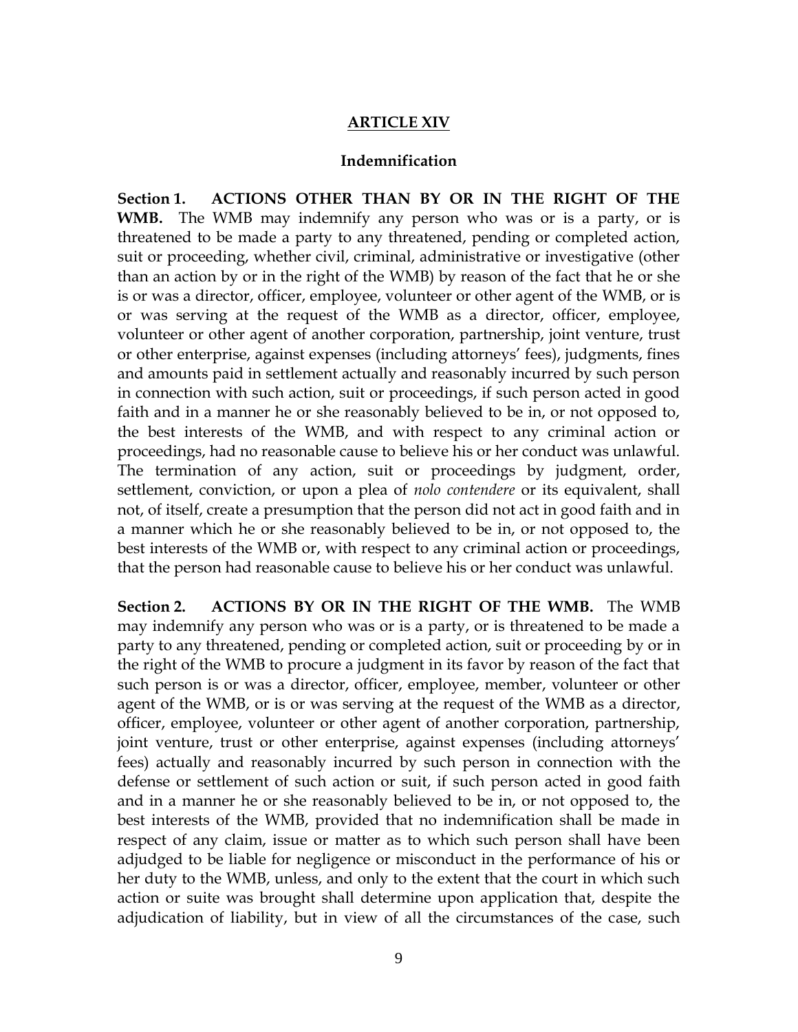## ARTICLE XIV

### Indemnification

**Section 1. ACTIONS OTHER THAN BY OR IN THE RIGHT OF THE WMB.** The WMB may indemnify any person who was or is a party, or is threatened to be made a party to any threatened, pending or completed action, suit or proceeding, whether civil, criminal, administrative or investigative (other than an action by or in the right of the WMB) by reason of the fact that he or she is or was a director, officer, employee, volunteer or other agent of the WMB, or is or was serving at the request of the WMB as a director, officer, employee, volunteer or other agent of another corporation, partnership, joint venture, trust or other enterprise, against expenses (including attorneys' fees), judgments, fines and amounts paid in settlement actually and reasonably incurred by such person in connection with such action, suit or proceedings, if such person acted in good faith and in a manner he or she reasonably believed to be in, or not opposed to, the best interests of the WMB, and with respect to any criminal action or proceedings, had no reasonable cause to believe his or her conduct was unlawful. The termination of any action, suit or proceedings by judgment, order, settlement, conviction, or upon a plea of *nolo contendere* or its equivalent, shall not, of itself, create a presumption that the person did not act in good faith and in a manner which he or she reasonably believed to be in, or not opposed to, the best interests of the WMB or, with respect to any criminal action or proceedings, that the person had reasonable cause to believe his or her conduct was unlawful.

**Section 2. ACTIONS BY OR IN THE RIGHT OF THE WMB.** The WMB may indemnify any person who was or is a party, or is threatened to be made a party to any threatened, pending or completed action, suit or proceeding by or in the right of the WMB to procure a judgment in its favor by reason of the fact that such person is or was a director, officer, employee, member, volunteer or other agent of the WMB, or is or was serving at the request of the WMB as a director, officer, employee, volunteer or other agent of another corporation, partnership, joint venture, trust or other enterprise, against expenses (including attorneys' fees) actually and reasonably incurred by such person in connection with the defense or settlement of such action or suit, if such person acted in good faith and in a manner he or she reasonably believed to be in, or not opposed to, the best interests of the WMB, provided that no indemnification shall be made in respect of any claim, issue or matter as to which such person shall have been adjudged to be liable for negligence or misconduct in the performance of his or her duty to the WMB, unless, and only to the extent that the court in which such action or suite was brought shall determine upon application that, despite the adjudication of liability, but in view of all the circumstances of the case, such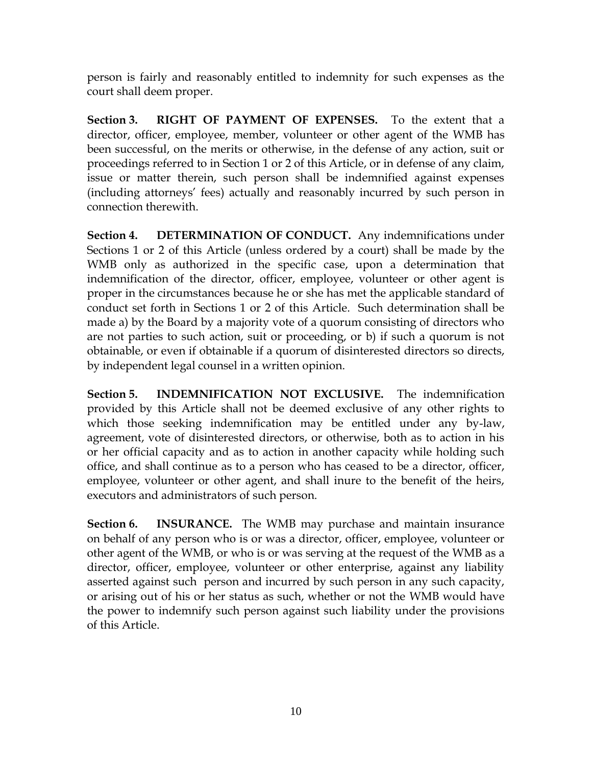person is fairly and reasonably entitled to indemnity for such expenses as the court shall deem proper.

**Section 3. RIGHT OF PAYMENT OF EXPENSES.** To the extent that a director, officer, employee, member, volunteer or other agent of the WMB has been successful, on the merits or otherwise, in the defense of any action, suit or proceedings referred to in Section 1 or 2 of this Article, or in defense of any claim, issue or matter therein, such person shall be indemnified against expenses (including attorneys' fees) actually and reasonably incurred by such person in connection therewith.

**Section 4. DETERMINATION OF CONDUCT.** Any indemnifications under Sections 1 or 2 of this Article (unless ordered by a court) shall be made by the WMB only as authorized in the specific case, upon a determination that indemnification of the director, officer, employee, volunteer or other agent is proper in the circumstances because he or she has met the applicable standard of conduct set forth in Sections 1 or 2 of this Article. Such determination shall be made a) by the Board by a majority vote of a quorum consisting of directors who are not parties to such action, suit or proceeding, or b) if such a quorum is not obtainable, or even if obtainable if a quorum of disinterested directors so directs, by independent legal counsel in a written opinion.

**Section 5. INDEMNIFICATION NOT EXCLUSIVE.** The indemnification provided by this Article shall not be deemed exclusive of any other rights to which those seeking indemnification may be entitled under any by-law, agreement, vote of disinterested directors, or otherwise, both as to action in his or her official capacity and as to action in another capacity while holding such office, and shall continue as to a person who has ceased to be a director, officer, employee, volunteer or other agent, and shall inure to the benefit of the heirs, executors and administrators of such person.

**Section 6. INSURANCE.** The WMB may purchase and maintain insurance on behalf of any person who is or was a director, officer, employee, volunteer or other agent of the WMB, or who is or was serving at the request of the WMB as a director, officer, employee, volunteer or other enterprise, against any liability asserted against such person and incurred by such person in any such capacity, or arising out of his or her status as such, whether or not the WMB would have the power to indemnify such person against such liability under the provisions of this Article.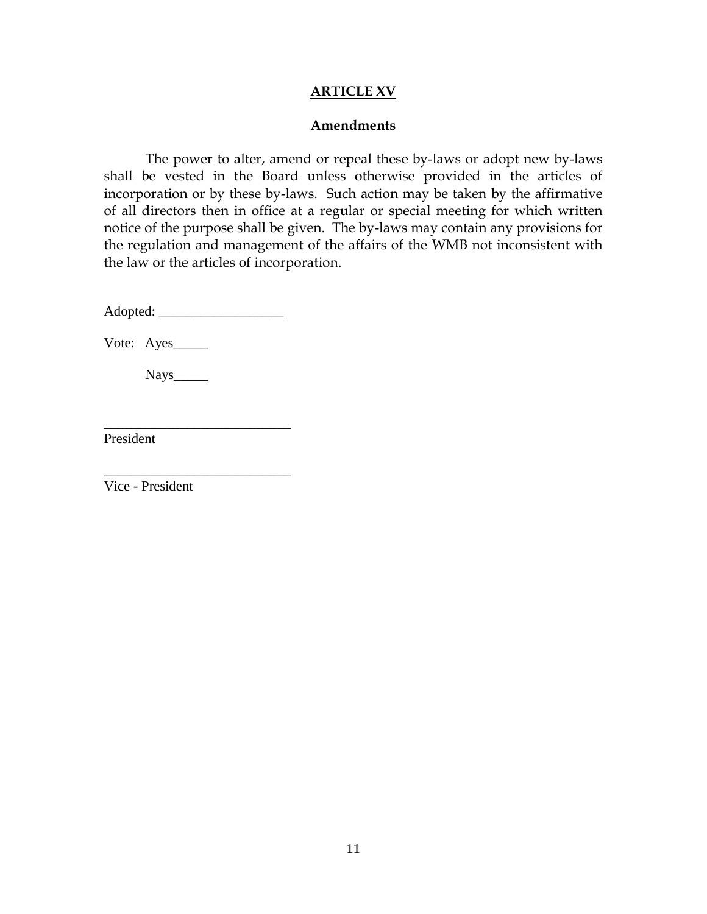## ARTICLE XV

### Amendments

The power to alter, amend or repeal these by-laws or adopt new by-laws shall be vested in the Board unless otherwise provided in the articles of incorporation or by these by-laws. Such action may be taken by the affirmative of all directors then in office at a regular or special meeting for which written notice of the purpose shall be given. The by-laws may contain any provisions for the regulation and management of the affairs of the WMB not inconsistent with the law or the articles of incorporation.

Adopted: __________________

Vote: Ayes_____

Nays_____

___________________________
President

___________________________
Vice - President